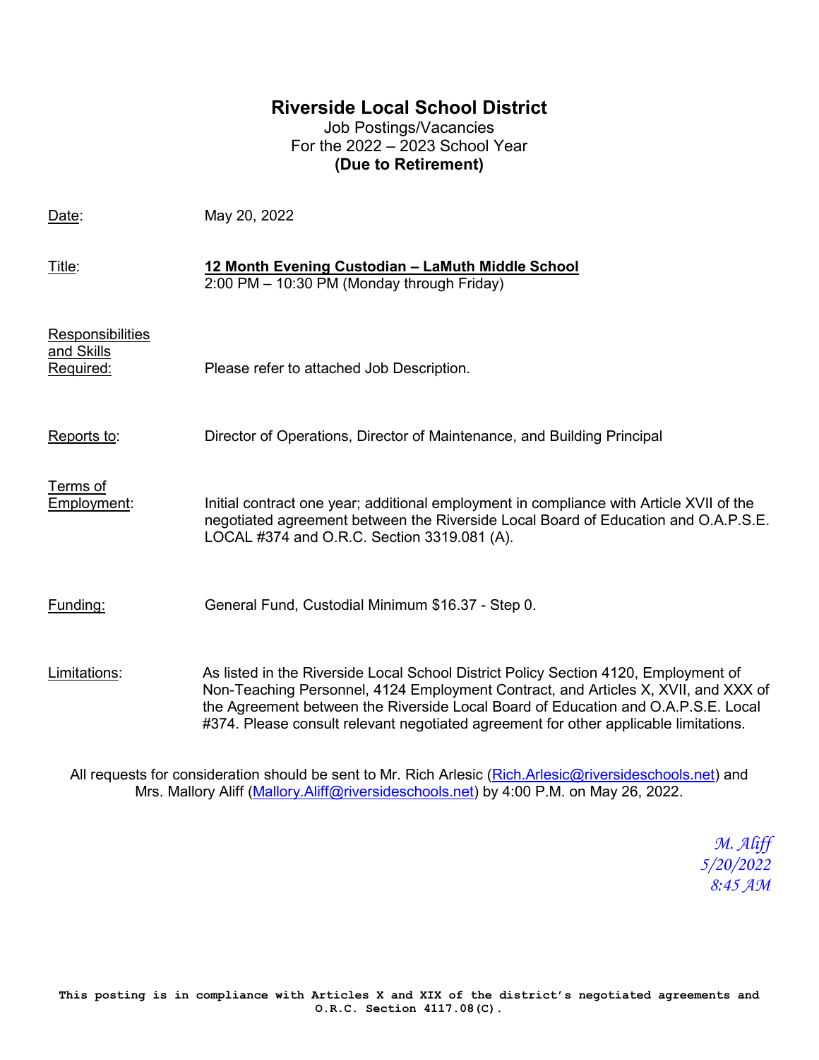# Riverside Local School District

Job Postings/Vacancies
For the 2022 – 2023 School Year
**(Due to Retirement)**

Date: May 20, 2022

Title: **12 Month Evening Custodian – LaMuth Middle School**
2:00 PM – 10:30 PM (Monday through Friday)

Responsibilities and Skills Required: Please refer to attached Job Description.

Reports to: Director of Operations, Director of Maintenance, and Building Principal

Terms of Employment: Initial contract one year; additional employment in compliance with Article XVII of the negotiated agreement between the Riverside Local Board of Education and O.A.P.S.E. LOCAL #374 and O.R.C. Section 3319.081 (A).

Funding: General Fund, Custodial Minimum $16.37 - Step 0.

Limitations: As listed in the Riverside Local School District Policy Section 4120, Employment of Non-Teaching Personnel, 4124 Employment Contract, and Articles X, XVII, and XXX of the Agreement between the Riverside Local Board of Education and O.A.P.S.E. Local #374. Please consult relevant negotiated agreement for other applicable limitations.

All requests for consideration should be sent to Mr. Rich Arlesic (Rich.Arlesic@riversideschools.net) and Mrs. Mallory Aliff (Mallory.Aliff@riversideschools.net) by 4:00 P.M. on May 26, 2022.

*M. Aliff*
*5/20/2022*
*8:45 AM*

**This posting is in compliance with Articles X and XIX of the district's negotiated agreements and O.R.C. Section 4117.08(C).**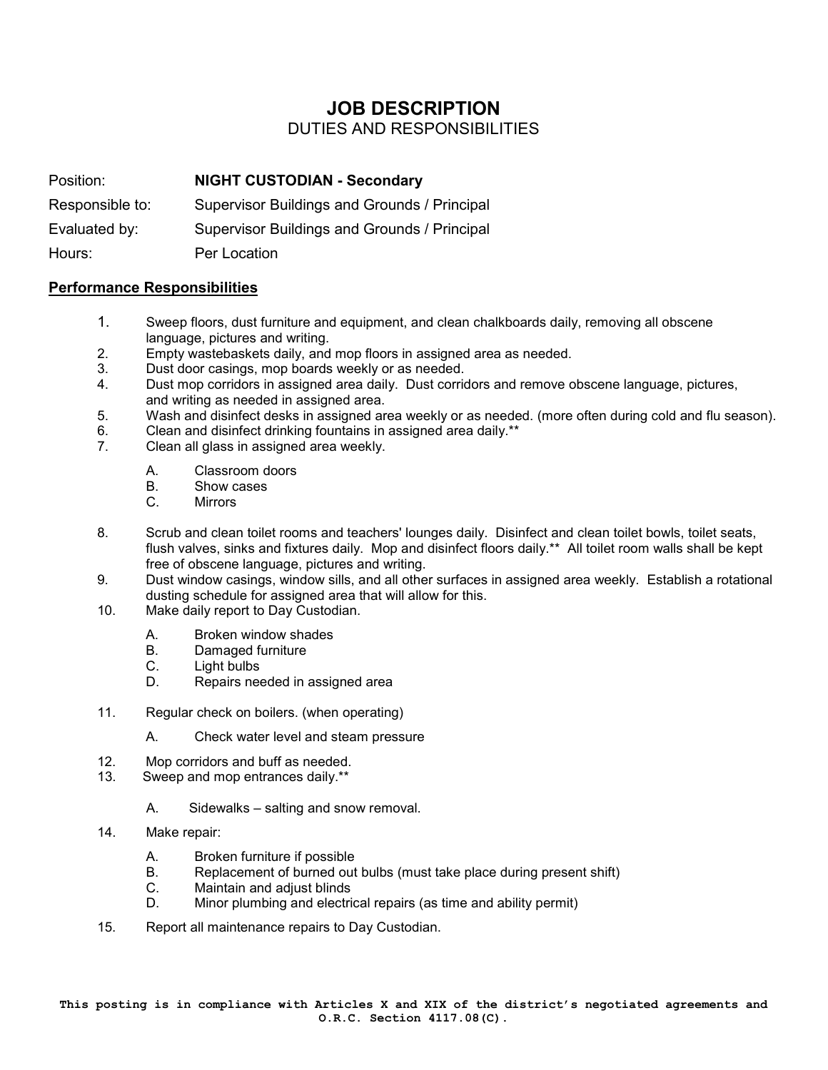# JOB DESCRIPTION

## DUTIES AND RESPONSIBILITIES

Position: **NIGHT CUSTODIAN - Secondary**

Responsible to: Supervisor Buildings and Grounds / Principal

Evaluated by: Supervisor Buildings and Grounds / Principal

Hours: Per Location

**<u>Performance Responsibilities</u>**

1. Sweep floors, dust furniture and equipment, and clean chalkboards daily, removing all obscene language, pictures and writing.
2. Empty wastebaskets daily, and mop floors in assigned area as needed.
3. Dust door casings, mop boards weekly or as needed.
4. Dust mop corridors in assigned area daily. Dust corridors and remove obscene language, pictures, and writing as needed in assigned area.
5. Wash and disinfect desks in assigned area weekly or as needed. (more often during cold and flu season).
6. Clean and disinfect drinking fountains in assigned area daily.**
7. Clean all glass in assigned area weekly.

   A. Classroom doors
   B. Show cases
   C. Mirrors

8. Scrub and clean toilet rooms and teachers' lounges daily. Disinfect and clean toilet bowls, toilet seats, flush valves, sinks and fixtures daily. Mop and disinfect floors daily.** All toilet room walls shall be kept free of obscene language, pictures and writing.
9. Dust window casings, window sills, and all other surfaces in assigned area weekly. Establish a rotational dusting schedule for assigned area that will allow for this.
10. Make daily report to Day Custodian.

    A. Broken window shades
    B. Damaged furniture
    C. Light bulbs
    D. Repairs needed in assigned area

11. Regular check on boilers. (when operating)

    A. Check water level and steam pressure

12. Mop corridors and buff as needed.
13. Sweep and mop entrances daily.**

    A. Sidewalks – salting and snow removal.

14. Make repair:

    A. Broken furniture if possible
    B. Replacement of burned out bulbs (must take place during present shift)
    C. Maintain and adjust blinds
    D. Minor plumbing and electrical repairs (as time and ability permit)

15. Report all maintenance repairs to Day Custodian.

**This posting is in compliance with Articles X and XIX of the district's negotiated agreements and O.R.C. Section 4117.08(C).**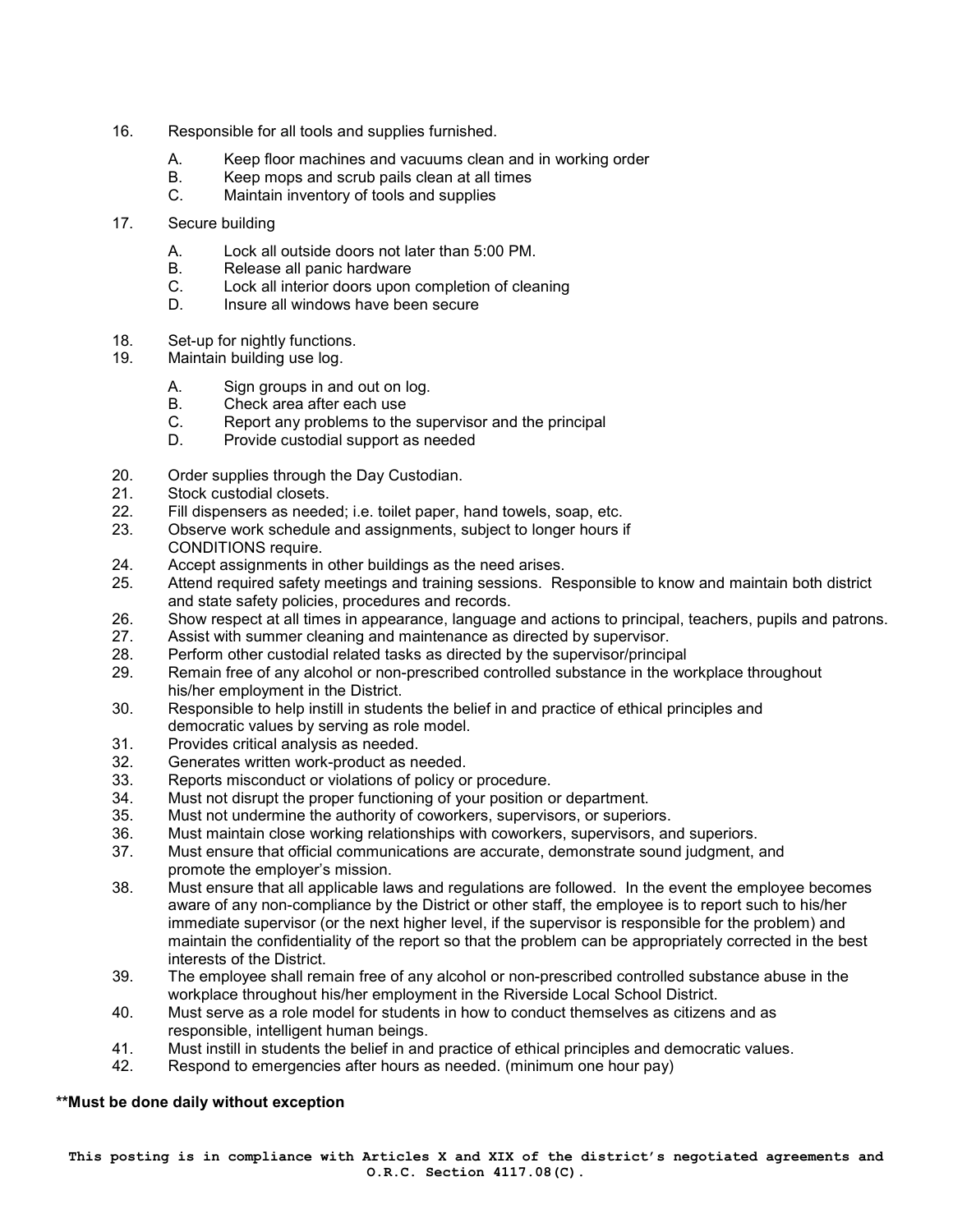16. Responsible for all tools and supplies furnished.

    A. Keep floor machines and vacuums clean and in working order
    B. Keep mops and scrub pails clean at all times
    C. Maintain inventory of tools and supplies

17. Secure building

    A. Lock all outside doors not later than 5:00 PM.
    B. Release all panic hardware
    C. Lock all interior doors upon completion of cleaning
    D. Insure all windows have been secure

18. Set-up for nightly functions.
19. Maintain building use log.

    A. Sign groups in and out on log.
    B. Check area after each use
    C. Report any problems to the supervisor and the principal
    D. Provide custodial support as needed

20. Order supplies through the Day Custodian.
21. Stock custodial closets.
22. Fill dispensers as needed; i.e. toilet paper, hand towels, soap, etc.
23. Observe work schedule and assignments, subject to longer hours if CONDITIONS require.
24. Accept assignments in other buildings as the need arises.
25. Attend required safety meetings and training sessions. Responsible to know and maintain both district and state safety policies, procedures and records.
26. Show respect at all times in appearance, language and actions to principal, teachers, pupils and patrons.
27. Assist with summer cleaning and maintenance as directed by supervisor.
28. Perform other custodial related tasks as directed by the supervisor/principal
29. Remain free of any alcohol or non-prescribed controlled substance in the workplace throughout his/her employment in the District.
30. Responsible to help instill in students the belief in and practice of ethical principles and democratic values by serving as role model.
31. Provides critical analysis as needed.
32. Generates written work-product as needed.
33. Reports misconduct or violations of policy or procedure.
34. Must not disrupt the proper functioning of your position or department.
35. Must not undermine the authority of coworkers, supervisors, or superiors.
36. Must maintain close working relationships with coworkers, supervisors, and superiors.
37. Must ensure that official communications are accurate, demonstrate sound judgment, and promote the employer's mission.
38. Must ensure that all applicable laws and regulations are followed. In the event the employee becomes aware of any non-compliance by the District or other staff, the employee is to report such to his/her immediate supervisor (or the next higher level, if the supervisor is responsible for the problem) and maintain the confidentiality of the report so that the problem can be appropriately corrected in the best interests of the District.
39. The employee shall remain free of any alcohol or non-prescribed controlled substance abuse in the workplace throughout his/her employment in the Riverside Local School District.
40. Must serve as a role model for students in how to conduct themselves as citizens and as responsible, intelligent human beings.
41. Must instill in students the belief in and practice of ethical principles and democratic values.
42. Respond to emergencies after hours as needed. (minimum one hour pay)

**\*\*Must be done daily without exception**

**This posting is in compliance with Articles X and XIX of the district's negotiated agreements and O.R.C. Section 4117.08(C).**